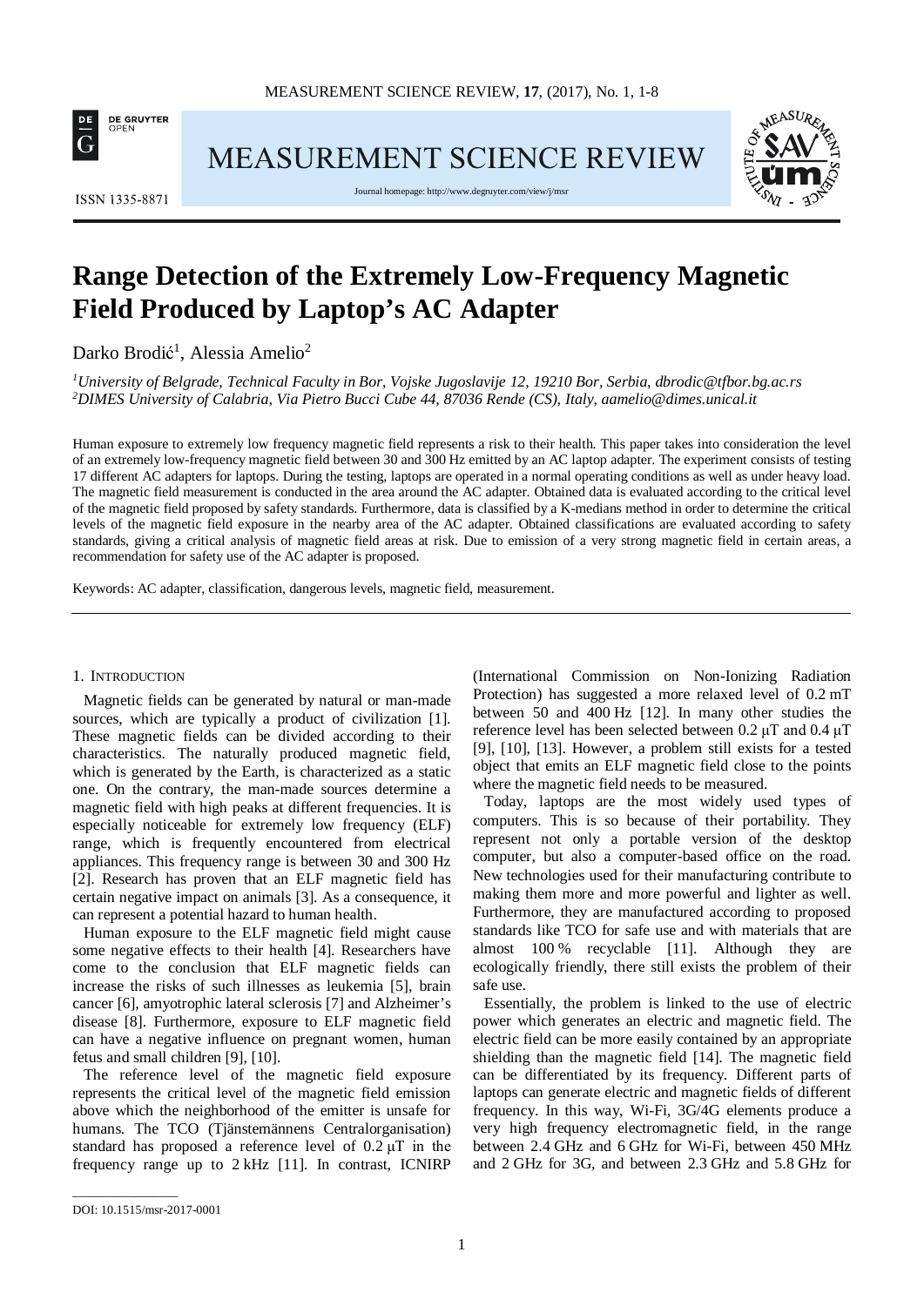# Range Detection of the Extremely Low-Frequency Magnetic Field Produced by Laptop's AC Adapter

Darko Brodić[1], Alessia Amelio[2]

[1] *University of Belgrade, Technical Faculty in Bor, Vojske Jugoslavije 12, 19210 Bor, Serbia, dbrodic@tfbor.bg.ac.rs*
[2] *DIMES University of Calabria, Via Pietro Bucci Cube 44, 87036 Rende (CS), Italy, aamelio@dimes.unical.it*

Human exposure to extremely low frequency magnetic field represents a risk to their health. This paper takes into consideration the level of an extremely low-frequency magnetic field between 30 and 300 Hz emitted by an AC laptop adapter. The experiment consists of testing 17 different AC adapters for laptops. During the testing, laptops are operated in a normal operating conditions as well as under heavy load. The magnetic field measurement is conducted in the area around the AC adapter. Obtained data is evaluated according to the critical level of the magnetic field proposed by safety standards. Furthermore, data is classified by a K-medians method in order to determine the critical levels of the magnetic field exposure in the nearby area of the AC adapter. Obtained classifications are evaluated according to safety standards, giving a critical analysis of magnetic field areas at risk. Due to emission of a very strong magnetic field in certain areas, a recommendation for safety use of the AC adapter is proposed.

Keywords: AC adapter, classification, dangerous levels, magnetic field, measurement.

## 1. Introduction

Magnetic fields can be generated by natural or man-made sources, which are typically a product of civilization [1]. These magnetic fields can be divided according to their characteristics. The naturally produced magnetic field, which is generated by the Earth, is characterized as a static one. On the contrary, the man-made sources determine a magnetic field with high peaks at different frequencies. It is especially noticeable for extremely low frequency (ELF) range, which is frequently encountered from electrical appliances. This frequency range is between 30 and 300 Hz [2]. Research has proven that an ELF magnetic field has certain negative impact on animals [3]. As a consequence, it can represent a potential hazard to human health.

Human exposure to the ELF magnetic field might cause some negative effects to their health [4]. Researchers have come to the conclusion that ELF magnetic fields can increase the risks of such illnesses as leukemia [5], brain cancer [6], amyotrophic lateral sclerosis [7] and Alzheimer's disease [8]. Furthermore, exposure to ELF magnetic field can have a negative influence on pregnant women, human fetus and small children [9], [10].

The reference level of the magnetic field exposure represents the critical level of the magnetic field emission above which the neighborhood of the emitter is unsafe for humans. The TCO (Tjänstemännens Centralorganisation) standard has proposed a reference level of 0.2 µT in the frequency range up to 2 kHz [11]. In contrast, ICNIRP (International Commission on Non-Ionizing Radiation Protection) has suggested a more relaxed level of 0.2 mT between 50 and 400 Hz [12]. In many other studies the reference level has been selected between 0.2 µT and 0.4 µT [9], [10], [13]. However, a problem still exists for a tested object that emits an ELF magnetic field close to the points where the magnetic field needs to be measured.

Today, laptops are the most widely used types of computers. This is so because of their portability. They represent not only a portable version of the desktop computer, but also a computer-based office on the road. New technologies used for their manufacturing contribute to making them more and more powerful and lighter as well. Furthermore, they are manufactured according to proposed standards like TCO for safe use and with materials that are almost 100 % recyclable [11]. Although they are ecologically friendly, there still exists the problem of their safe use.

Essentially, the problem is linked to the use of electric power which generates an electric and magnetic field. The electric field can be more easily contained by an appropriate shielding than the magnetic field [14]. The magnetic field can be differentiated by its frequency. Different parts of laptops can generate electric and magnetic fields of different frequency. In this way, Wi-Fi, 3G/4G elements produce a very high frequency electromagnetic field, in the range between 2.4 GHz and 6 GHz for Wi-Fi, between 450 MHz and 2 GHz for 3G, and between 2.3 GHz and 5.8 GHz for

DOI: 10.1515/msr-2017-0001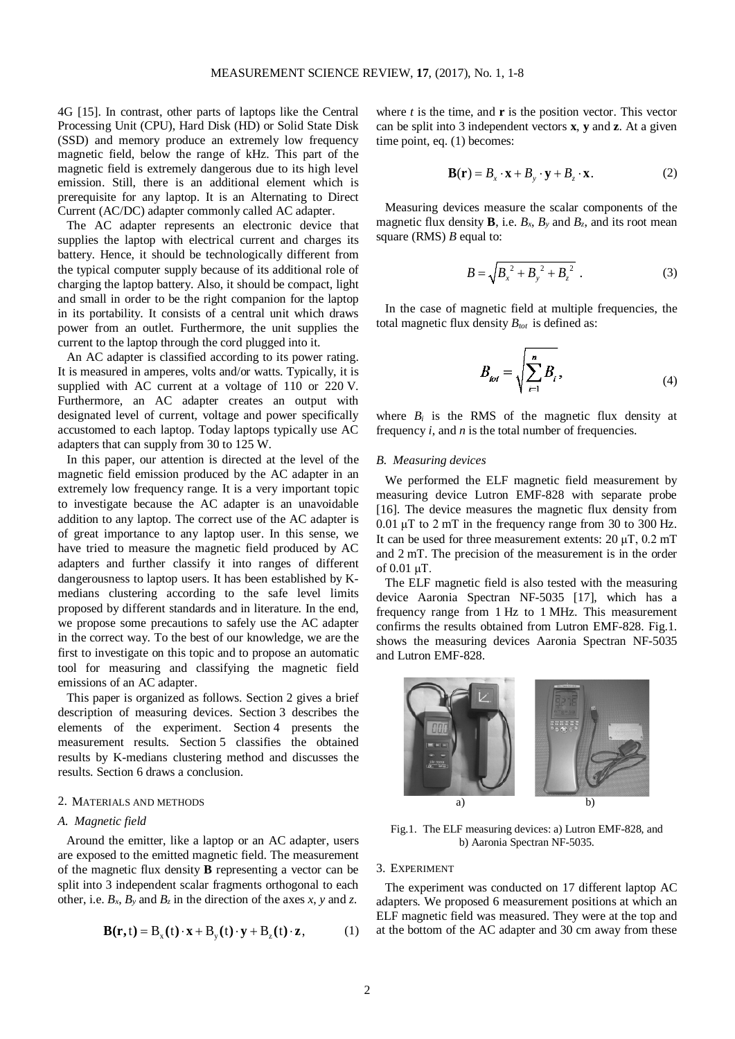4G [15]. In contrast, other parts of laptops like the Central Processing Unit (CPU), Hard Disk (HD) or Solid State Disk (SSD) and memory produce an extremely low frequency magnetic field, below the range of kHz. This part of the magnetic field is extremely dangerous due to its high level emission. Still, there is an additional element which is prerequisite for any laptop. It is an Alternating to Direct Current (AC/DC) adapter commonly called AC adapter.

The AC adapter represents an electronic device that supplies the laptop with electrical current and charges its battery. Hence, it should be technologically different from the typical computer supply because of its additional role of charging the laptop battery. Also, it should be compact, light and small in order to be the right companion for the laptop in its portability. It consists of a central unit which draws power from an outlet. Furthermore, the unit supplies the current to the laptop through the cord plugged into it.

An AC adapter is classified according to its power rating. It is measured in amperes, volts and/or watts. Typically, it is supplied with AC current at a voltage of 110 or 220 V. Furthermore, an AC adapter creates an output with designated level of current, voltage and power specifically accustomed to each laptop. Today laptops typically use AC adapters that can supply from 30 to 125 W.

In this paper, our attention is directed at the level of the magnetic field emission produced by the AC adapter in an extremely low frequency range. It is a very important topic to investigate because the AC adapter is an unavoidable addition to any laptop. The correct use of the AC adapter is of great importance to any laptop user. In this sense, we have tried to measure the magnetic field produced by AC adapters and further classify it into ranges of different dangerousness to laptop users. It has been established by K-medians clustering according to the safe level limits proposed by different standards and in literature. In the end, we propose some precautions to safely use the AC adapter in the correct way. To the best of our knowledge, we are the first to investigate on this topic and to propose an automatic tool for measuring and classifying the magnetic field emissions of an AC adapter.

This paper is organized as follows. Section 2 gives a brief description of measuring devices. Section 3 describes the elements of the experiment. Section 4 presents the measurement results. Section 5 classifies the obtained results by K-medians clustering method and discusses the results. Section 6 draws a conclusion.

## 2. MATERIALS AND METHODS

### *A. Magnetic field*

Around the emitter, like a laptop or an AC adapter, users are exposed to the emitted magnetic field. The measurement of the magnetic flux density **B** representing a vector can be split into 3 independent scalar fragments orthogonal to each other, i.e. $B_x$, $B_y$ and $B_z$ in the direction of the axes *x, y* and *z*.

$$\mathbf{B}(\mathbf{r},t) = B_x(t)\cdot\mathbf{x} + B_y(t)\cdot\mathbf{y} + B_z(t)\cdot\mathbf{z}, \tag{1}$$

where *t* is the time, and **r** is the position vector. This vector can be split into 3 independent vectors **x**, **y** and **z**. At a given time point, eq. (1) becomes:

$$\mathbf{B}(\mathbf{r}) = B_x\cdot\mathbf{x} + B_y\cdot\mathbf{y} + B_z\cdot\mathbf{x}. \tag{2}$$

Measuring devices measure the scalar components of the magnetic flux density **B**, i.e. $B_x$, $B_y$ and $B_z$, and its root mean square (RMS) *B* equal to:

$$B = \sqrt{B_x^{\,2} + B_y^{\,2} + B_z^{\,2}}\ . \tag{3}$$

In the case of magnetic field at multiple frequencies, the total magnetic flux density $B_{tot}$ is defined as:

$$B_{tot} = \sqrt{\sum_{i=1}^{n} B_i}, \tag{4}$$

where $B_i$ is the RMS of the magnetic flux density at frequency *i*, and *n* is the total number of frequencies.

### *B. Measuring devices*

We performed the ELF magnetic field measurement by measuring device Lutron EMF-828 with separate probe [16]. The device measures the magnetic flux density from 0.01 μT to 2 mT in the frequency range from 30 to 300 Hz. It can be used for three measurement extents: 20 μT, 0.2 mT and 2 mT. The precision of the measurement is in the order of 0.01 μT.

The ELF magnetic field is also tested with the measuring device Aaronia Spectran NF-5035 [17], which has a frequency range from 1 Hz to 1 MHz. This measurement confirms the results obtained from Lutron EMF-828. Fig.1. shows the measuring devices Aaronia Spectran NF-5035 and Lutron EMF-828.

a) b)

Fig.1. The ELF measuring devices: a) Lutron EMF-828, and b) Aaronia Spectran NF-5035.

## 3. EXPERIMENT

The experiment was conducted on 17 different laptop AC adapters. We proposed 6 measurement positions at which an ELF magnetic field was measured. They were at the top and at the bottom of the AC adapter and 30 cm away from these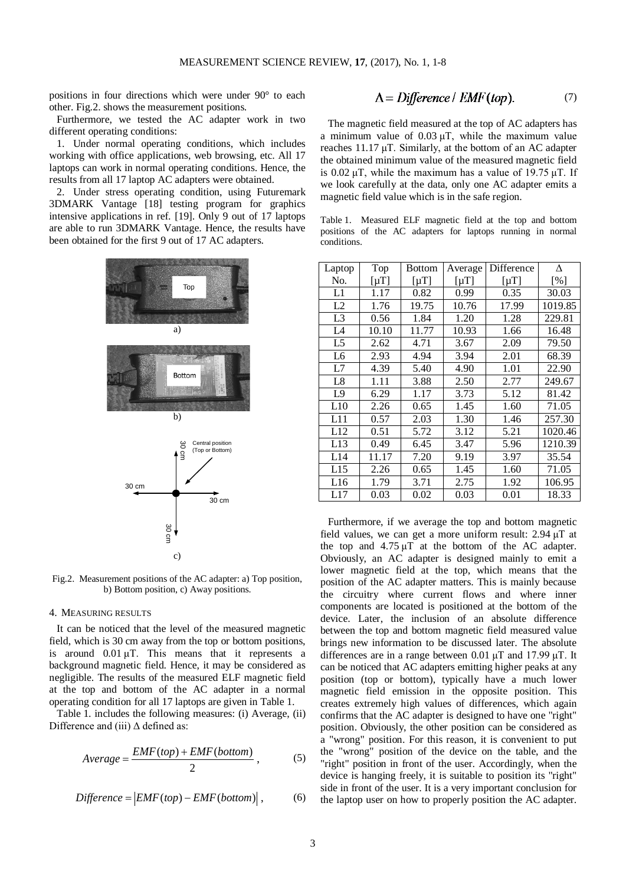positions in four directions which were under 90° to each other. Fig.2. shows the measurement positions.

Furthermore, we tested the AC adapter work in two different operating conditions:

1. Under normal operating conditions, which includes working with office applications, web browsing, etc. All 17 laptops can work in normal operating conditions. Hence, the results from all 17 laptop AC adapters were obtained.

2. Under stress operating condition, using Futuremark 3DMARK Vantage [18] testing program for graphics intensive applications in ref. [19]. Only 9 out of 17 laptops are able to run 3DMARK Vantage. Hence, the results have been obtained for the first 9 out of 17 AC adapters.

Fig.2. Measurement positions of the AC adapter: a) Top position, b) Bottom position, c) Away positions.

## 4. Measuring results

It can be noticed that the level of the measured magnetic field, which is 30 cm away from the top or bottom positions, is around 0.01 μT. This means that it represents a background magnetic field. Hence, it may be considered as negligible. The results of the measured ELF magnetic field at the top and bottom of the AC adapter in a normal operating condition for all 17 laptops are given in Table 1.

Table 1. includes the following measures: (i) Average, (ii) Difference and (iii) Δ defined as:

$$Average = \frac{EMF(top) + EMF(bottom)}{2}, \qquad (5)$$

$$Difference = \left| EMF(top) - EMF(bottom) \right|, \qquad (6)$$

$$\Delta = Difference / EMF(top). \qquad (7)$$

The magnetic field measured at the top of AC adapters has a minimum value of 0.03 μT, while the maximum value reaches 11.17 μT. Similarly, at the bottom of an AC adapter the obtained minimum value of the measured magnetic field is 0.02 μT, while the maximum has a value of 19.75 μT. If we look carefully at the data, only one AC adapter emits a magnetic field value which is in the safe region.

Table 1. Measured ELF magnetic field at the top and bottom positions of the AC adapters for laptops running in normal conditions.

| Laptop No. | Top [μT] | Bottom [μT] | Average [μT] | Difference [μT] | Δ [%] |
|---|---|---|---|---|---|
| L1 | 1.17 | 0.82 | 0.99 | 0.35 | 30.03 |
| L2 | 1.76 | 19.75 | 10.76 | 17.99 | 1019.85 |
| L3 | 0.56 | 1.84 | 1.20 | 1.28 | 229.81 |
| L4 | 10.10 | 11.77 | 10.93 | 1.66 | 16.48 |
| L5 | 2.62 | 4.71 | 3.67 | 2.09 | 79.50 |
| L6 | 2.93 | 4.94 | 3.94 | 2.01 | 68.39 |
| L7 | 4.39 | 5.40 | 4.90 | 1.01 | 22.90 |
| L8 | 1.11 | 3.88 | 2.50 | 2.77 | 249.67 |
| L9 | 6.29 | 1.17 | 3.73 | 5.12 | 81.42 |
| L10 | 2.26 | 0.65 | 1.45 | 1.60 | 71.05 |
| L11 | 0.57 | 2.03 | 1.30 | 1.46 | 257.30 |
| L12 | 0.51 | 5.72 | 3.12 | 5.21 | 1020.46 |
| L13 | 0.49 | 6.45 | 3.47 | 5.96 | 1210.39 |
| L14 | 11.17 | 7.20 | 9.19 | 3.97 | 35.54 |
| L15 | 2.26 | 0.65 | 1.45 | 1.60 | 71.05 |
| L16 | 1.79 | 3.71 | 2.75 | 1.92 | 106.95 |
| L17 | 0.03 | 0.02 | 0.03 | 0.01 | 18.33 |

Furthermore, if we average the top and bottom magnetic field values, we can get a more uniform result: 2.94 μT at the top and 4.75 μT at the bottom of the AC adapter. Obviously, an AC adapter is designed mainly to emit a lower magnetic field at the top, which means that the position of the AC adapter matters. This is mainly because the circuitry where current flows and where inner components are located is positioned at the bottom of the device. Later, the inclusion of an absolute difference between the top and bottom magnetic field measured value brings new information to be discussed later. The absolute differences are in a range between 0.01 μT and 17.99 μT. It can be noticed that AC adapters emitting higher peaks at any position (top or bottom), typically have a much lower magnetic field emission in the opposite position. This creates extremely high values of differences, which again confirms that the AC adapter is designed to have one "right" position. Obviously, the other position can be considered as a "wrong" position. For this reason, it is convenient to put the "wrong" position of the device on the table, and the "right" position in front of the user. Accordingly, when the device is hanging freely, it is suitable to position its "right" side in front of the user. It is a very important conclusion for the laptop user on how to properly position the AC adapter.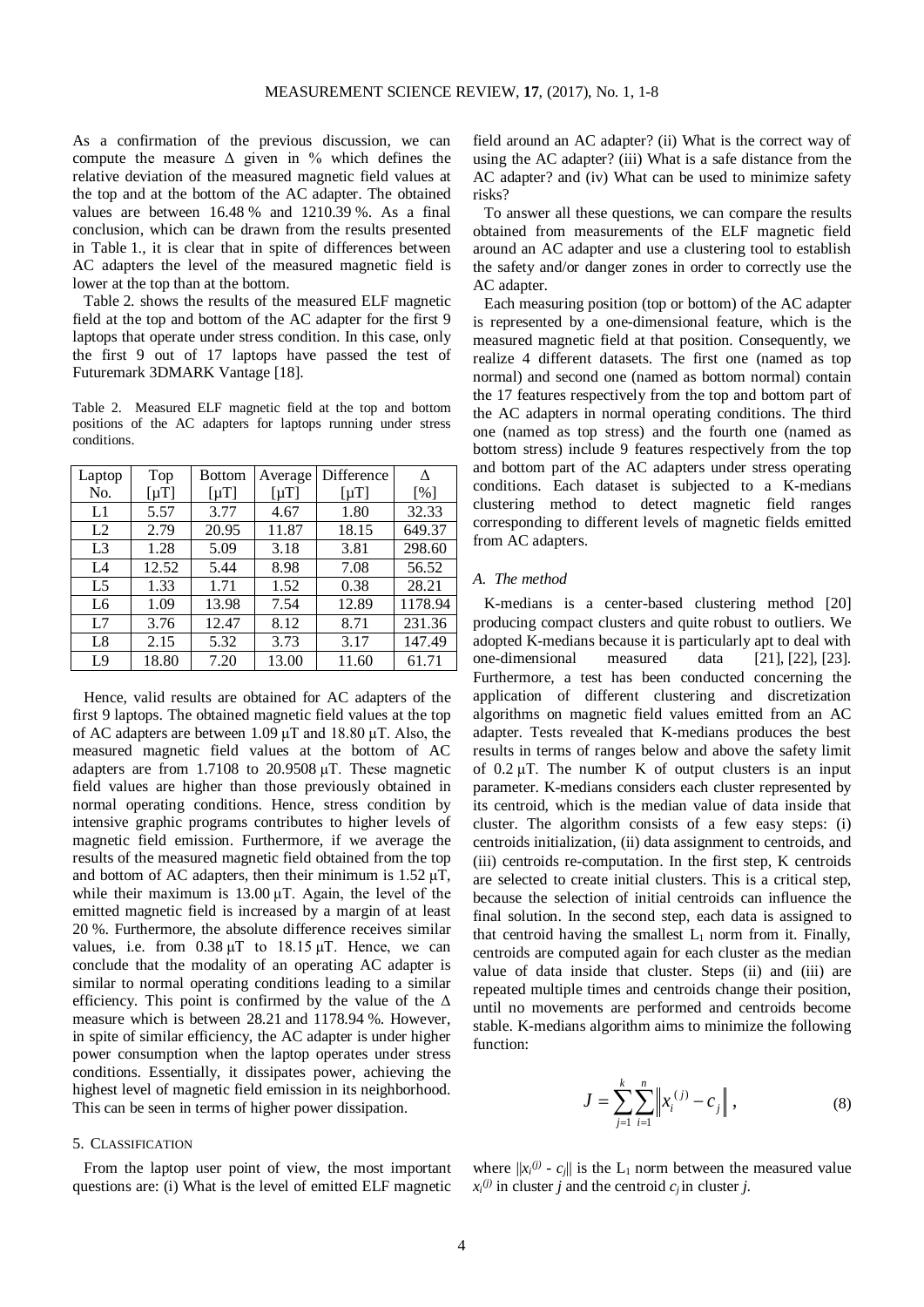As a confirmation of the previous discussion, we can compute the measure Δ given in % which defines the relative deviation of the measured magnetic field values at the top and at the bottom of the AC adapter. The obtained values are between 16.48 % and 1210.39 %. As a final conclusion, which can be drawn from the results presented in Table 1., it is clear that in spite of differences between AC adapters the level of the measured magnetic field is lower at the top than at the bottom.

Table 2. shows the results of the measured ELF magnetic field at the top and bottom of the AC adapter for the first 9 laptops that operate under stress condition. In this case, only the first 9 out of 17 laptops have passed the test of Futuremark 3DMARK Vantage [18].

Table 2. Measured ELF magnetic field at the top and bottom positions of the AC adapters for laptops running under stress conditions.

| Laptop No. | Top [μT] | Bottom [μT] | Average [μT] | Difference [μT] | Δ [%] |
|---|---|---|---|---|---|
| L1 | 5.57 | 3.77 | 4.67 | 1.80 | 32.33 |
| L2 | 2.79 | 20.95 | 11.87 | 18.15 | 649.37 |
| L3 | 1.28 | 5.09 | 3.18 | 3.81 | 298.60 |
| L4 | 12.52 | 5.44 | 8.98 | 7.08 | 56.52 |
| L5 | 1.33 | 1.71 | 1.52 | 0.38 | 28.21 |
| L6 | 1.09 | 13.98 | 7.54 | 12.89 | 1178.94 |
| L7 | 3.76 | 12.47 | 8.12 | 8.71 | 231.36 |
| L8 | 2.15 | 5.32 | 3.73 | 3.17 | 147.49 |
| L9 | 18.80 | 7.20 | 13.00 | 11.60 | 61.71 |

Hence, valid results are obtained for AC adapters of the first 9 laptops. The obtained magnetic field values at the top of AC adapters are between 1.09 μT and 18.80 μT. Also, the measured magnetic field values at the bottom of AC adapters are from 1.7108 to 20.9508 μT. These magnetic field values are higher than those previously obtained in normal operating conditions. Hence, stress condition by intensive graphic programs contributes to higher levels of magnetic field emission. Furthermore, if we average the results of the measured magnetic field obtained from the top and bottom of AC adapters, then their minimum is 1.52 μT, while their maximum is 13.00 μT. Again, the level of the emitted magnetic field is increased by a margin of at least 20 %. Furthermore, the absolute difference receives similar values, i.e. from 0.38 μT to 18.15 μT. Hence, we can conclude that the modality of an operating AC adapter is similar to normal operating conditions leading to a similar efficiency. This point is confirmed by the value of the Δ measure which is between 28.21 and 1178.94 %. However, in spite of similar efficiency, the AC adapter is under higher power consumption when the laptop operates under stress conditions. Essentially, it dissipates power, achieving the highest level of magnetic field emission in its neighborhood. This can be seen in terms of higher power dissipation.

## 5. Classification

From the laptop user point of view, the most important questions are: (i) What is the level of emitted ELF magnetic field around an AC adapter? (ii) What is the correct way of using the AC adapter? (iii) What is a safe distance from the AC adapter? and (iv) What can be used to minimize safety risks?

To answer all these questions, we can compare the results obtained from measurements of the ELF magnetic field around an AC adapter and use a clustering tool to establish the safety and/or danger zones in order to correctly use the AC adapter.

Each measuring position (top or bottom) of the AC adapter is represented by a one-dimensional feature, which is the measured magnetic field at that position. Consequently, we realize 4 different datasets. The first one (named as top normal) and second one (named as bottom normal) contain the 17 features respectively from the top and bottom part of the AC adapters in normal operating conditions. The third one (named as top stress) and the fourth one (named as bottom stress) include 9 features respectively from the top and bottom part of the AC adapters under stress operating conditions. Each dataset is subjected to a K-medians clustering method to detect magnetic field ranges corresponding to different levels of magnetic fields emitted from AC adapters.

### *A. The method*

K-medians is a center-based clustering method [20] producing compact clusters and quite robust to outliers. We adopted K-medians because it is particularly apt to deal with one-dimensional measured data [21], [22], [23]. Furthermore, a test has been conducted concerning the application of different clustering and discretization algorithms on magnetic field values emitted from an AC adapter. Tests revealed that K-medians produces the best results in terms of ranges below and above the safety limit of 0.2 μT. The number K of output clusters is an input parameter. K-medians considers each cluster represented by its centroid, which is the median value of data inside that cluster. The algorithm consists of a few easy steps: (i) centroids initialization, (ii) data assignment to centroids, and (iii) centroids re-computation. In the first step, K centroids are selected to create initial clusters. This is a critical step, because the selection of initial centroids can influence the final solution. In the second step, each data is assigned to that centroid having the smallest $L_1$ norm from it. Finally, centroids are computed again for each cluster as the median value of data inside that cluster. Steps (ii) and (iii) are repeated multiple times and centroids change their position, until no movements are performed and centroids become stable. K-medians algorithm aims to minimize the following function:

$$J = \sum_{j=1}^{k} \sum_{i=1}^{n} \left\| x_i^{(j)} - c_j \right\|, \qquad (8)$$

where $\|x_i^{(j)} - c_j\|$ is the $L_1$ norm between the measured value $x_i^{(j)}$ in cluster $j$ and the centroid $c_j$ in cluster $j$.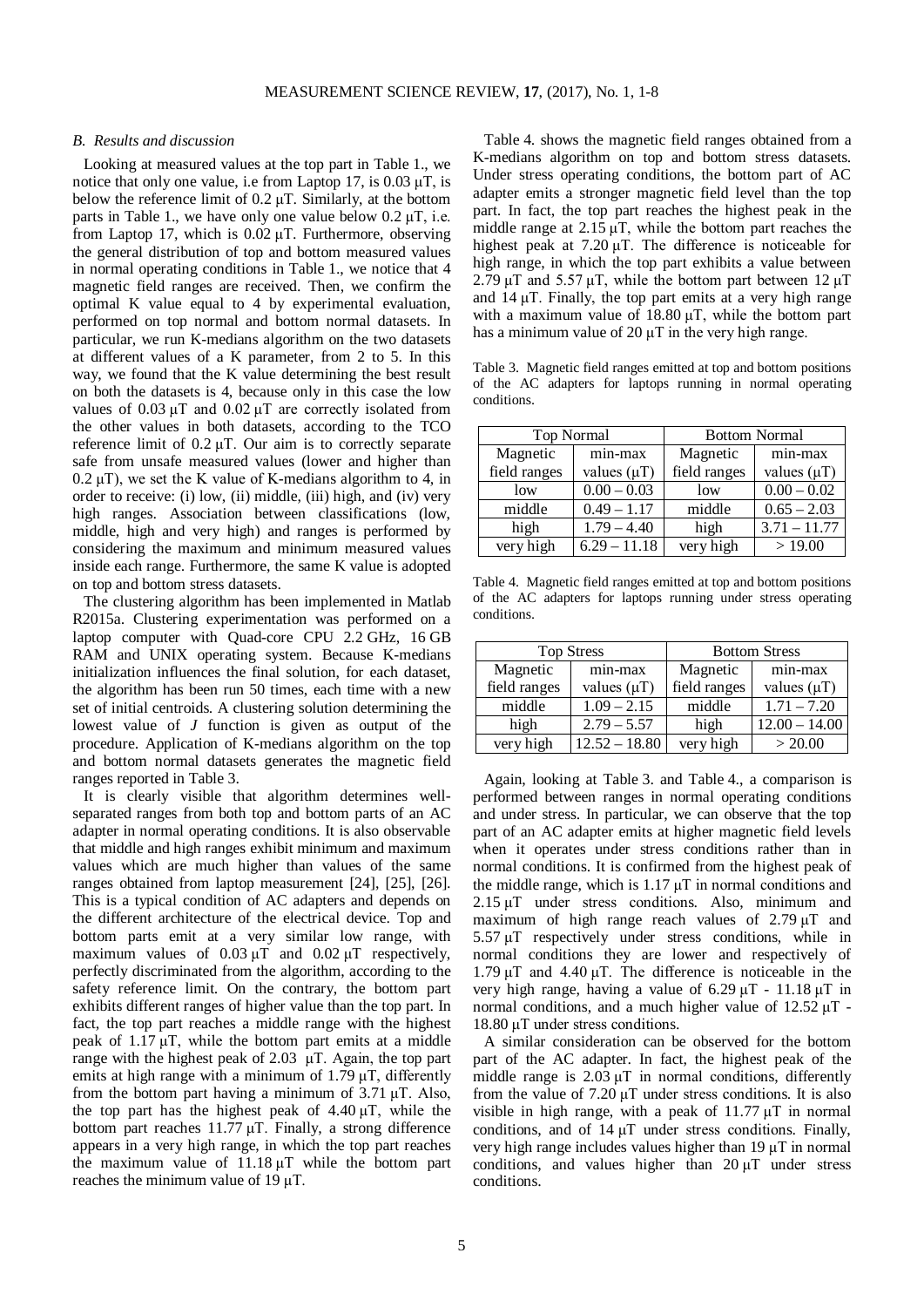### *B. Results and discussion*

Looking at measured values at the top part in Table 1., we notice that only one value, i.e from Laptop 17, is 0.03 μT, is below the reference limit of 0.2 μT. Similarly, at the bottom parts in Table 1., we have only one value below 0.2 μT, i.e. from Laptop 17, which is 0.02 μT. Furthermore, observing the general distribution of top and bottom measured values in normal operating conditions in Table 1., we notice that 4 magnetic field ranges are received. Then, we confirm the optimal K value equal to 4 by experimental evaluation, performed on top normal and bottom normal datasets. In particular, we run K-medians algorithm on the two datasets at different values of a K parameter, from 2 to 5. In this way, we found that the K value determining the best result on both the datasets is 4, because only in this case the low values of 0.03 μT and 0.02 μT are correctly isolated from the other values in both datasets, according to the TCO reference limit of 0.2 μT. Our aim is to correctly separate safe from unsafe measured values (lower and higher than 0.2 μT), we set the K value of K-medians algorithm to 4, in order to receive: (i) low, (ii) middle, (iii) high, and (iv) very high ranges. Association between classifications (low, middle, high and very high) and ranges is performed by considering the maximum and minimum measured values inside each range. Furthermore, the same K value is adopted on top and bottom stress datasets.

The clustering algorithm has been implemented in Matlab R2015a. Clustering experimentation was performed on a laptop computer with Quad-core CPU 2.2 GHz, 16 GB RAM and UNIX operating system. Because K-medians initialization influences the final solution, for each dataset, the algorithm has been run 50 times, each time with a new set of initial centroids. A clustering solution determining the lowest value of $J$ function is given as output of the procedure. Application of K-medians algorithm on the top and bottom normal datasets generates the magnetic field ranges reported in Table 3.

It is clearly visible that algorithm determines well-separated ranges from both top and bottom parts of an AC adapter in normal operating conditions. It is also observable that middle and high ranges exhibit minimum and maximum values which are much higher than values of the same ranges obtained from laptop measurement [24], [25], [26]. This is a typical condition of AC adapters and depends on the different architecture of the electrical device. Top and bottom parts emit at a very similar low range, with maximum values of 0.03 μT and 0.02 μT respectively, perfectly discriminated from the algorithm, according to the safety reference limit. On the contrary, the bottom part exhibits different ranges of higher value than the top part. In fact, the top part reaches a middle range with the highest peak of 1.17 μT, while the bottom part emits at a middle range with the highest peak of 2.03 μT. Again, the top part emits at high range with a minimum of 1.79 μT, differently from the bottom part having a minimum of 3.71 μT. Also, the top part has the highest peak of 4.40 μT, while the bottom part reaches 11.77 μT. Finally, a strong difference appears in a very high range, in which the top part reaches the maximum value of 11.18 μT while the bottom part reaches the minimum value of 19 μT.

Table 4. shows the magnetic field ranges obtained from a K-medians algorithm on top and bottom stress datasets. Under stress operating conditions, the bottom part of AC adapter emits a stronger magnetic field level than the top part. In fact, the top part reaches the highest peak in the middle range at 2.15 μT, while the bottom part reaches the highest peak at 7.20 μT. The difference is noticeable for high range, in which the top part exhibits a value between 2.79 μT and 5.57 μT, while the bottom part between 12 μT and 14 μT. Finally, the top part emits at a very high range with a maximum value of 18.80 μT, while the bottom part has a minimum value of 20 μT in the very high range.

Table 3. Magnetic field ranges emitted at top and bottom positions of the AC adapters for laptops running in normal operating conditions.

| Top Normal | | Bottom Normal | |
|---|---|---|---|
| Magnetic field ranges | min-max values (μT) | Magnetic field ranges | min-max values (μT) |
| low | 0.00 – 0.03 | low | 0.00 – 0.02 |
| middle | 0.49 – 1.17 | middle | 0.65 – 2.03 |
| high | 1.79 – 4.40 | high | 3.71 – 11.77 |
| very high | 6.29 – 11.18 | very high | > 19.00 |

Table 4. Magnetic field ranges emitted at top and bottom positions of the AC adapters for laptops running under stress operating conditions.

| Top Stress | | Bottom Stress | |
|---|---|---|---|
| Magnetic field ranges | min-max values (μT) | Magnetic field ranges | min-max values (μT) |
| middle | 1.09 – 2.15 | middle | 1.71 – 7.20 |
| high | 2.79 – 5.57 | high | 12.00 – 14.00 |
| very high | 12.52 – 18.80 | very high | > 20.00 |

Again, looking at Table 3. and Table 4., a comparison is performed between ranges in normal operating conditions and under stress. In particular, we can observe that the top part of an AC adapter emits at higher magnetic field levels when it operates under stress conditions rather than in normal conditions. It is confirmed from the highest peak of the middle range, which is 1.17 μT in normal conditions and 2.15 μT under stress conditions. Also, minimum and maximum of high range reach values of 2.79 μT and 5.57 μT respectively under stress conditions, while in normal conditions they are lower and respectively of 1.79 μT and 4.40 μT. The difference is noticeable in the very high range, having a value of 6.29 μT - 11.18 μT in normal conditions, and a much higher value of 12.52 μT - 18.80 μT under stress conditions.

A similar consideration can be observed for the bottom part of the AC adapter. In fact, the highest peak of the middle range is 2.03 μT in normal conditions, differently from the value of 7.20 μT under stress conditions. It is also visible in high range, with a peak of 11.77 μT in normal conditions, and of 14 μT under stress conditions. Finally, very high range includes values higher than 19 μT in normal conditions, and values higher than 20 μT under stress conditions.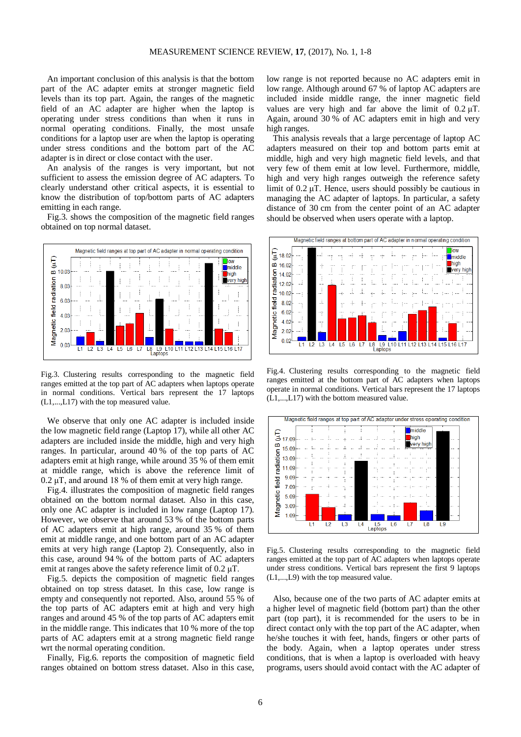An important conclusion of this analysis is that the bottom part of the AC adapter emits at stronger magnetic field levels than its top part. Again, the ranges of the magnetic field of an AC adapter are higher when the laptop is operating under stress conditions than when it runs in normal operating conditions. Finally, the most unsafe conditions for a laptop user are when the laptop is operating under stress conditions and the bottom part of the AC adapter is in direct or close contact with the user.

An analysis of the ranges is very important, but not sufficient to assess the emission degree of AC adapters. To clearly understand other critical aspects, it is essential to know the distribution of top/bottom parts of AC adapters emitting in each range.

Fig.3. shows the composition of the magnetic field ranges obtained on top normal dataset.

Fig.3. Clustering results corresponding to the magnetic field ranges emitted at the top part of AC adapters when laptops operate in normal conditions. Vertical bars represent the 17 laptops (L1,...,L17) with the top measured value.

We observe that only one AC adapter is included inside the low magnetic field range (Laptop 17), while all other AC adapters are included inside the middle, high and very high ranges. In particular, around 40 % of the top parts of AC adapters emit at high range, while around 35 % of them emit at middle range, which is above the reference limit of 0.2 μT, and around 18 % of them emit at very high range.

Fig.4. illustrates the composition of magnetic field ranges obtained on the bottom normal dataset. Also in this case, only one AC adapter is included in low range (Laptop 17). However, we observe that around 53 % of the bottom parts of AC adapters emit at high range, around 35 % of them emit at middle range, and one bottom part of an AC adapter emits at very high range (Laptop 2). Consequently, also in this case, around 94 % of the bottom parts of AC adapters emit at ranges above the safety reference limit of 0.2 μT.

Fig.5. depicts the composition of magnetic field ranges obtained on top stress dataset. In this case, low range is empty and consequently not reported. Also, around 55 % of the top parts of AC adapters emit at high and very high ranges and around 45 % of the top parts of AC adapters emit in the middle range. This indicates that 10 % more of the top parts of AC adapters emit at a strong magnetic field range wrt the normal operating condition.

Finally, Fig.6. reports the composition of magnetic field ranges obtained on bottom stress dataset. Also in this case, low range is not reported because no AC adapters emit in low range. Although around 67 % of laptop AC adapters are included inside middle range, the inner magnetic field values are very high and far above the limit of 0.2 μT. Again, around 30 % of AC adapters emit in high and very high ranges.

This analysis reveals that a large percentage of laptop AC adapters measured on their top and bottom parts emit at middle, high and very high magnetic field levels, and that very few of them emit at low level. Furthermore, middle, high and very high ranges outweigh the reference safety limit of 0.2 μT. Hence, users should possibly be cautious in managing the AC adapter of laptops. In particular, a safety distance of 30 cm from the center point of an AC adapter should be observed when users operate with a laptop.

Fig.4. Clustering results corresponding to the magnetic field ranges emitted at the bottom part of AC adapters when laptops operate in normal conditions. Vertical bars represent the 17 laptops (L1,...,L17) with the bottom measured value.

Fig.5. Clustering results corresponding to the magnetic field ranges emitted at the top part of AC adapters when laptops operate under stress conditions. Vertical bars represent the first 9 laptops (L1,...,L9) with the top measured value.

Also, because one of the two parts of AC adapter emits at a higher level of magnetic field (bottom part) than the other part (top part), it is recommended for the users to be in direct contact only with the top part of the AC adapter, when he/she touches it with feet, hands, fingers or other parts of the body. Again, when a laptop operates under stress conditions, that is when a laptop is overloaded with heavy programs, users should avoid contact with the AC adapter of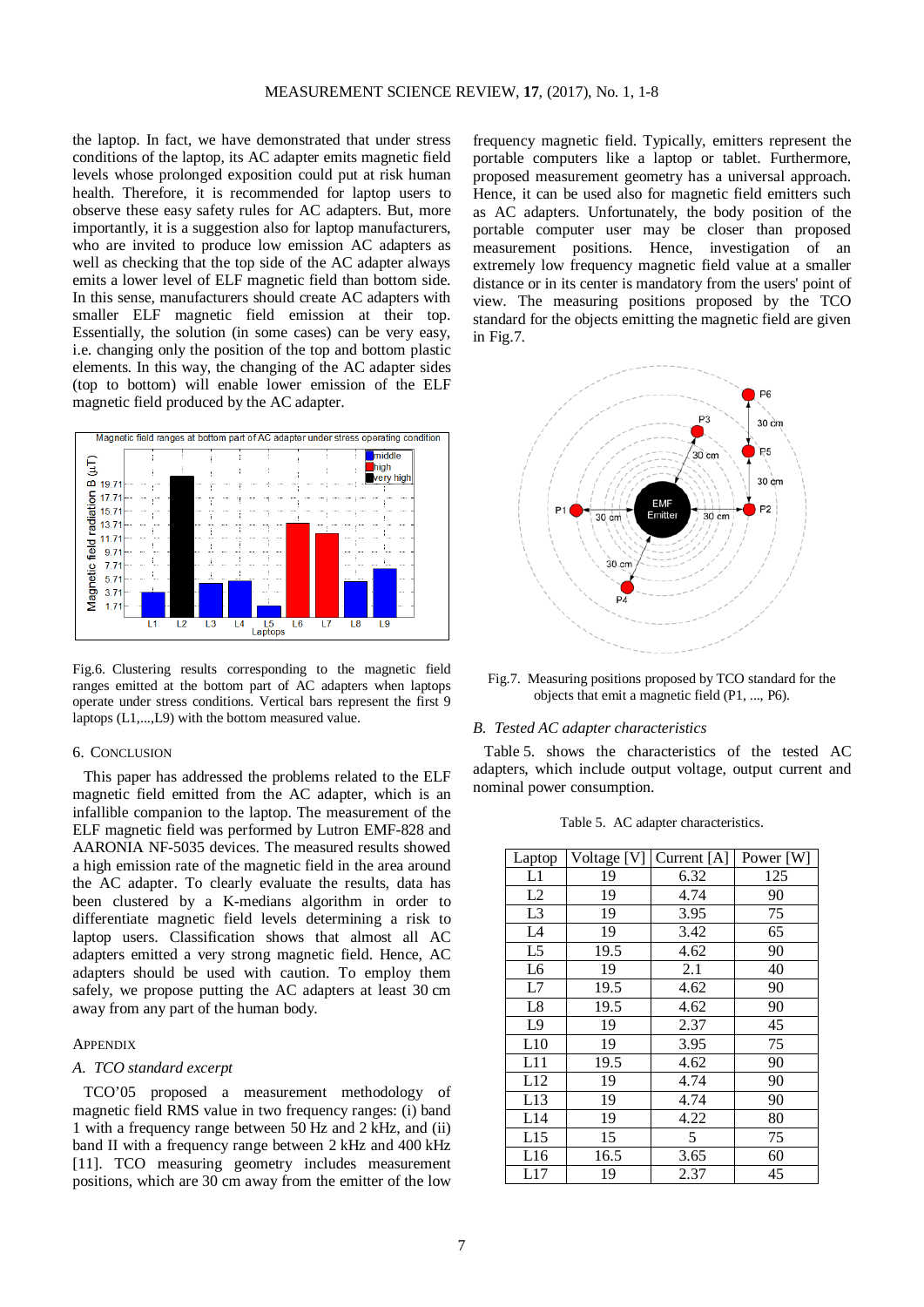the laptop. In fact, we have demonstrated that under stress conditions of the laptop, its AC adapter emits magnetic field levels whose prolonged exposition could put at risk human health. Therefore, it is recommended for laptop users to observe these easy safety rules for AC adapters. But, more importantly, it is a suggestion also for laptop manufacturers, who are invited to produce low emission AC adapters as well as checking that the top side of the AC adapter always emits a lower level of ELF magnetic field than bottom side. In this sense, manufacturers should create AC adapters with smaller ELF magnetic field emission at their top. Essentially, the solution (in some cases) can be very easy, i.e. changing only the position of the top and bottom plastic elements. In this way, the changing of the AC adapter sides (top to bottom) will enable lower emission of the ELF magnetic field produced by the AC adapter.

Fig.6. Clustering results corresponding to the magnetic field ranges emitted at the bottom part of AC adapters when laptops operate under stress conditions. Vertical bars represent the first 9 laptops (L1,...,L9) with the bottom measured value.

## 6. Conclusion

This paper has addressed the problems related to the ELF magnetic field emitted from the AC adapter, which is an infallible companion to the laptop. The measurement of the ELF magnetic field was performed by Lutron EMF-828 and AARONIA NF-5035 devices. The measured results showed a high emission rate of the magnetic field in the area around the AC adapter. To clearly evaluate the results, data has been clustered by a K-medians algorithm in order to differentiate magnetic field levels determining a risk to laptop users. Classification shows that almost all AC adapters emitted a very strong magnetic field. Hence, AC adapters should be used with caution. To employ them safely, we propose putting the AC adapters at least 30 cm away from any part of the human body.

## Appendix

### A. TCO standard excerpt

TCO'05 proposed a measurement methodology of magnetic field RMS value in two frequency ranges: (i) band 1 with a frequency range between 50 Hz and 2 kHz, and (ii) band II with a frequency range between 2 kHz and 400 kHz [11]. TCO measuring geometry includes measurement positions, which are 30 cm away from the emitter of the low frequency magnetic field. Typically, emitters represent the portable computers like a laptop or tablet. Furthermore, proposed measurement geometry has a universal approach. Hence, it can be used also for magnetic field emitters such as AC adapters. Unfortunately, the body position of the portable computer user may be closer than proposed measurement positions. Hence, investigation of an extremely low frequency magnetic field value at a smaller distance or in its center is mandatory from the users' point of view. The measuring positions proposed by the TCO standard for the objects emitting the magnetic field are given in Fig.7.

Fig.7. Measuring positions proposed by TCO standard for the objects that emit a magnetic field (P1, ..., P6).

### B. Tested AC adapter characteristics

Table 5. shows the characteristics of the tested AC adapters, which include output voltage, output current and nominal power consumption.

Table 5. AC adapter characteristics.

| Laptop | Voltage [V] | Current [A] | Power [W] |
|---|---|---|---|
| L1 | 19 | 6.32 | 125 |
| L2 | 19 | 4.74 | 90 |
| L3 | 19 | 3.95 | 75 |
| L4 | 19 | 3.42 | 65 |
| L5 | 19.5 | 4.62 | 90 |
| L6 | 19 | 2.1 | 40 |
| L7 | 19.5 | 4.62 | 90 |
| L8 | 19.5 | 4.62 | 90 |
| L9 | 19 | 2.37 | 45 |
| L10 | 19 | 3.95 | 75 |
| L11 | 19.5 | 4.62 | 90 |
| L12 | 19 | 4.74 | 90 |
| L13 | 19 | 4.74 | 90 |
| L14 | 19 | 4.22 | 80 |
| L15 | 15 | 5 | 75 |
| L16 | 16.5 | 3.65 | 60 |
| L17 | 19 | 2.37 | 45 |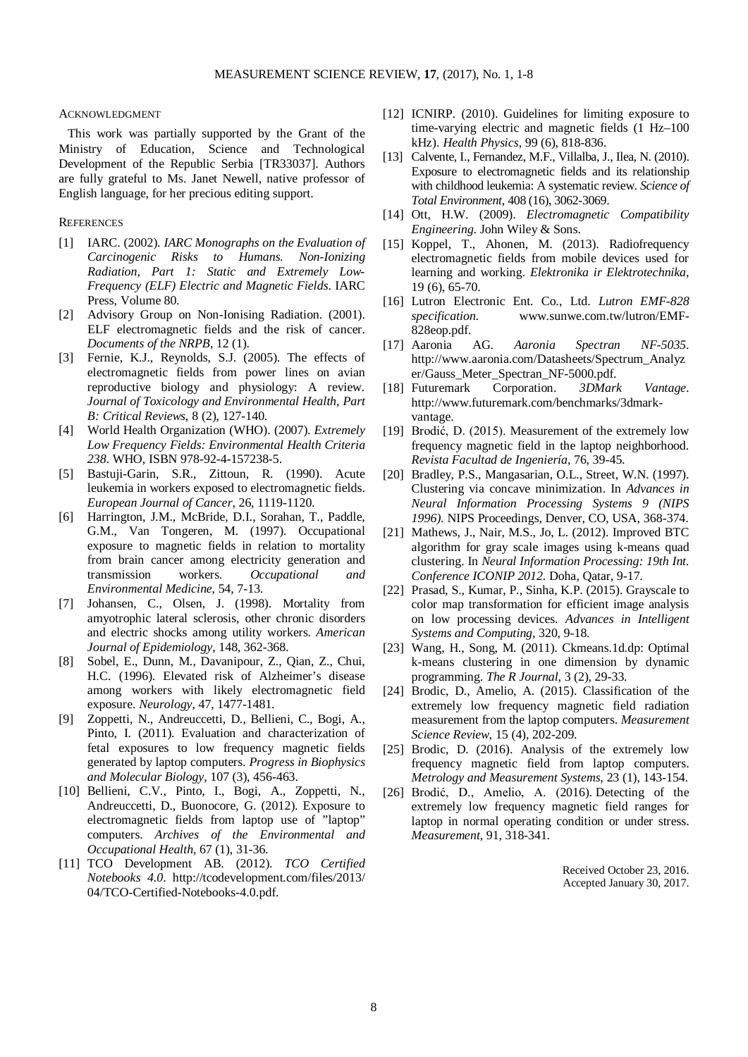## ACKNOWLEDGMENT

This work was partially supported by the Grant of the Ministry of Education, Science and Technological Development of the Republic Serbia [TR33037]. Authors are fully grateful to Ms. Janet Newell, native professor of English language, for her precious editing support.

## REFERENCES

[1] IARC. (2002). *IARC Monographs on the Evaluation of Carcinogenic Risks to Humans. Non-Ionizing Radiation, Part 1: Static and Extremely Low-Frequency (ELF) Electric and Magnetic Fields*. IARC Press, Volume 80.

[2] Advisory Group on Non-Ionising Radiation. (2001). ELF electromagnetic fields and the risk of cancer. *Documents of the NRPB*, 12 (1).

[3] Fernie, K.J., Reynolds, S.J. (2005). The effects of electromagnetic fields from power lines on avian reproductive biology and physiology: A review. *Journal of Toxicology and Environmental Health, Part B: Critical Reviews*, 8 (2), 127-140.

[4] World Health Organization (WHO). (2007). *Extremely Low Frequency Fields: Environmental Health Criteria 238*. WHO, ISBN 978-92-4-157238-5.

[5] Bastuji-Garin, S.R., Zittoun, R. (1990). Acute leukemia in workers exposed to electromagnetic fields. *European Journal of Cancer*, 26, 1119-1120.

[6] Harrington, J.M., McBride, D.I., Sorahan, T., Paddle, G.M., Van Tongeren, M. (1997). Occupational exposure to magnetic fields in relation to mortality from brain cancer among electricity generation and transmission workers. *Occupational and Environmental Medicine*, 54, 7-13.

[7] Johansen, C., Olsen, J. (1998). Mortality from amyotrophic lateral sclerosis, other chronic disorders and electric shocks among utility workers. *American Journal of Epidemiology*, 148, 362-368.

[8] Sobel, E., Dunn, M., Davanipour, Z., Qian, Z., Chui, H.C. (1996). Elevated risk of Alzheimer's disease among workers with likely electromagnetic field exposure. *Neurology*, 47, 1477-1481.

[9] Zoppetti, N., Andreuccetti, D., Bellieni, C., Bogi, A., Pinto, I. (2011). Evaluation and characterization of fetal exposures to low frequency magnetic fields generated by laptop computers. *Progress in Biophysics and Molecular Biology*, 107 (3), 456-463.

[10] Bellieni, C.V., Pinto, I., Bogi, A., Zoppetti, N., Andreuccetti, D., Buonocore, G. (2012). Exposure to electromagnetic fields from laptop use of "laptop" computers. *Archives of the Environmental and Occupational Health*, 67 (1), 31-36.

[11] TCO Development AB. (2012). *TCO Certified Notebooks 4.0*. http://tcodevelopment.com/files/2013/04/TCO-Certified-Notebooks-4.0.pdf.

[12] ICNIRP. (2010). Guidelines for limiting exposure to time-varying electric and magnetic fields (1 Hz–100 kHz). *Health Physics*, 99 (6), 818-836.

[13] Calvente, I., Fernandez, M.F., Villalba, J., Ilea, N. (2010). Exposure to electromagnetic fields and its relationship with childhood leukemia: A systematic review. *Science of Total Environment*, 408 (16), 3062-3069.

[14] Ott, H.W. (2009). *Electromagnetic Compatibility Engineering*. John Wiley & Sons.

[15] Koppel, T., Ahonen, M. (2013). Radiofrequency electromagnetic fields from mobile devices used for learning and working. *Elektronika ir Elektrotechnika*, 19 (6), 65-70.

[16] Lutron Electronic Ent. Co., Ltd. *Lutron EMF-828 specification*. www.sunwe.com.tw/lutron/EMF-828eop.pdf.

[17] Aaronia AG. *Aaronia Spectran NF-5035*. http://www.aaronia.com/Datasheets/Spectrum_Analyzer/Gauss_Meter_Spectran_NF-5000.pdf.

[18] Futuremark Corporation. *3DMark Vantage*. http://www.futuremark.com/benchmarks/3dmark-vantage.

[19] Brodić, D. (2015). Measurement of the extremely low frequency magnetic field in the laptop neighborhood. *Revista Facultad de Ingeniería*, 76, 39-45.

[20] Bradley, P.S., Mangasarian, O.L., Street, W.N. (1997). Clustering via concave minimization. In *Advances in Neural Information Processing Systems 9 (NIPS 1996)*. NIPS Proceedings, Denver, CO, USA, 368-374.

[21] Mathews, J., Nair, M.S., Jo, L. (2012). Improved BTC algorithm for gray scale images using k-means quad clustering. In *Neural Information Processing: 19th Int. Conference ICONIP 2012*. Doha, Qatar, 9-17.

[22] Prasad, S., Kumar, P., Sinha, K.P. (2015). Grayscale to color map transformation for efficient image analysis on low processing devices. *Advances in Intelligent Systems and Computing*, 320, 9-18.

[23] Wang, H., Song, M. (2011). Ckmeans.1d.dp: Optimal k-means clustering in one dimension by dynamic programming. *The R Journal*, 3 (2), 29-33.

[24] Brodic, D., Amelio, A. (2015). Classification of the extremely low frequency magnetic field radiation measurement from the laptop computers. *Measurement Science Review*, 15 (4), 202-209.

[25] Brodic, D. (2016). Analysis of the extremely low frequency magnetic field from laptop computers. *Metrology and Measurement Systems*, 23 (1), 143-154.

[26] Brodić, D., Amelio, A. (2016). Detecting of the extremely low frequency magnetic field ranges for laptop in normal operating condition or under stress. *Measurement*, 91, 318-341.

Received October 23, 2016.
Accepted January 30, 2017.